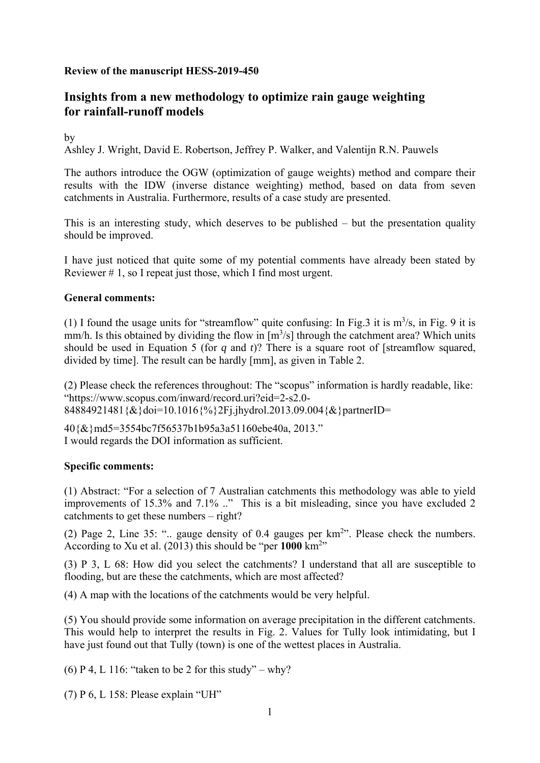**Review of the manuscript HESS-2019-450**

## Insights from a new methodology to optimize rain gauge weighting for rainfall-runoff models

by
Ashley J. Wright, David E. Robertson, Jeffrey P. Walker, and Valentijn R.N. Pauwels

The authors introduce the OGW (optimization of gauge weights) method and compare their results with the IDW (inverse distance weighting) method, based on data from seven catchments in Australia. Furthermore, results of a case study are presented.

This is an interesting study, which deserves to be published – but the presentation quality should be improved.

I have just noticed that quite some of my potential comments have already been stated by Reviewer # 1, so I repeat just those, which I find most urgent.

**General comments:**

(1) I found the usage units for "streamflow" quite confusing: In Fig.3 it is $m^3/s$, in Fig. 9 it is mm/h. Is this obtained by dividing the flow in [$m^3/s$] through the catchment area? Which units should be used in Equation 5 (for $q$ and $t$)? There is a square root of [streamflow squared, divided by time]. The result can be hardly [mm], as given in Table 2.

(2) Please check the references throughout: The "scopus" information is hardly readable, like: "https://www.scopus.com/inward/record.uri?eid=2-s2.0-84884921481{&}doi=10.1016{%}2Fj.jhydrol.2013.09.004{&}partnerID=40{&}md5=3554bc7f56537b1b95a3a51160ebe40a, 2013."
I would regards the DOI information as sufficient.

**Specific comments:**

(1) Abstract: "For a selection of 7 Australian catchments this methodology was able to yield improvements of 15.3% and 7.1% .." This is a bit misleading, since you have excluded 2 catchments to get these numbers – right?

(2) Page 2, Line 35: ".. gauge density of 0.4 gauges per $km^2$". Please check the numbers. According to Xu et al. (2013) this should be "per **1000** $km^2$"

(3) P 3, L 68: How did you select the catchments? I understand that all are susceptible to flooding, but are these the catchments, which are most affected?

(4) A map with the locations of the catchments would be very helpful.

(5) You should provide some information on average precipitation in the different catchments. This would help to interpret the results in Fig. 2. Values for Tully look intimidating, but I have just found out that Tully (town) is one of the wettest places in Australia.

(6) P 4, L 116: "taken to be 2 for this study" – why?

(7) P 6, L 158: Please explain "UH"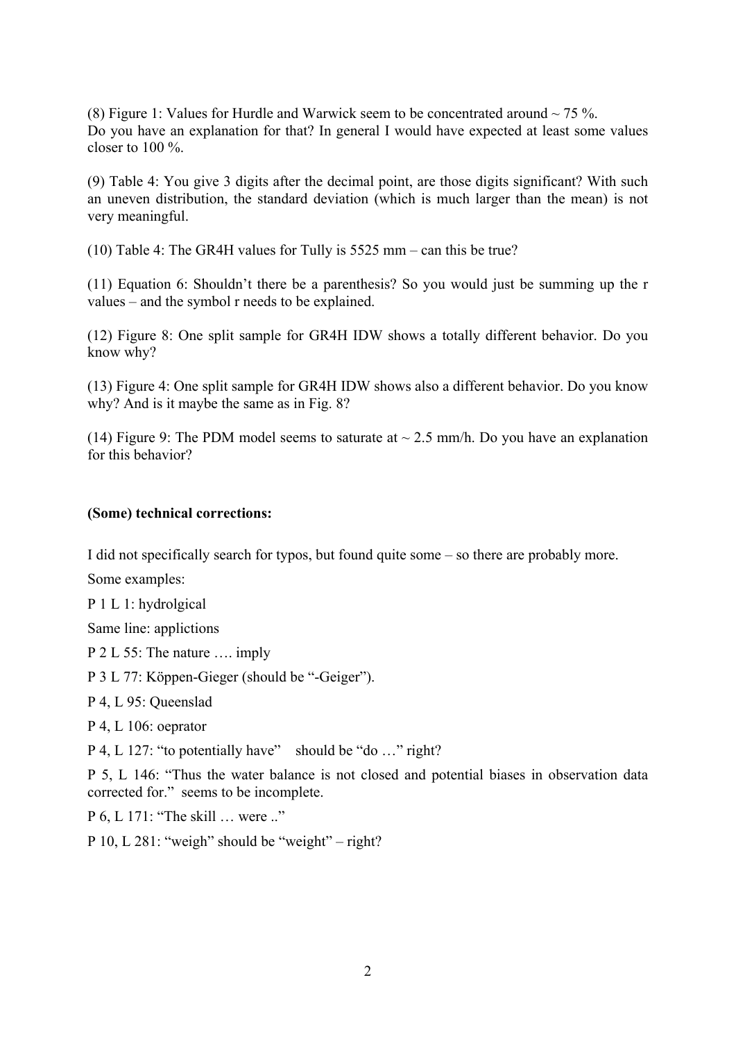(8) Figure 1: Values for Hurdle and Warwick seem to be concentrated around ~ 75 %. Do you have an explanation for that? In general I would have expected at least some values closer to 100 %.

(9) Table 4: You give 3 digits after the decimal point, are those digits significant? With such an uneven distribution, the standard deviation (which is much larger than the mean) is not very meaningful.

(10) Table 4: The GR4H values for Tully is 5525 mm – can this be true?

(11) Equation 6: Shouldn't there be a parenthesis? So you would just be summing up the r values – and the symbol r needs to be explained.

(12) Figure 8: One split sample for GR4H IDW shows a totally different behavior. Do you know why?

(13) Figure 4: One split sample for GR4H IDW shows also a different behavior. Do you know why? And is it maybe the same as in Fig. 8?

(14) Figure 9: The PDM model seems to saturate at ~ 2.5 mm/h. Do you have an explanation for this behavior?

**(Some) technical corrections:**

I did not specifically search for typos, but found quite some – so there are probably more.

Some examples:

P 1 L 1: hydrolgical

Same line: applictions

P 2 L 55: The nature …. imply

P 3 L 77: Köppen-Gieger (should be "-Geiger").

P 4, L 95: Queenslad

P 4, L 106: oeprator

P 4, L 127: "to potentially have" should be "do …" right?

P 5, L 146: "Thus the water balance is not closed and potential biases in observation data corrected for." seems to be incomplete.

P 6, L 171: "The skill … were .."

P 10, L 281: "weigh" should be "weight" – right?